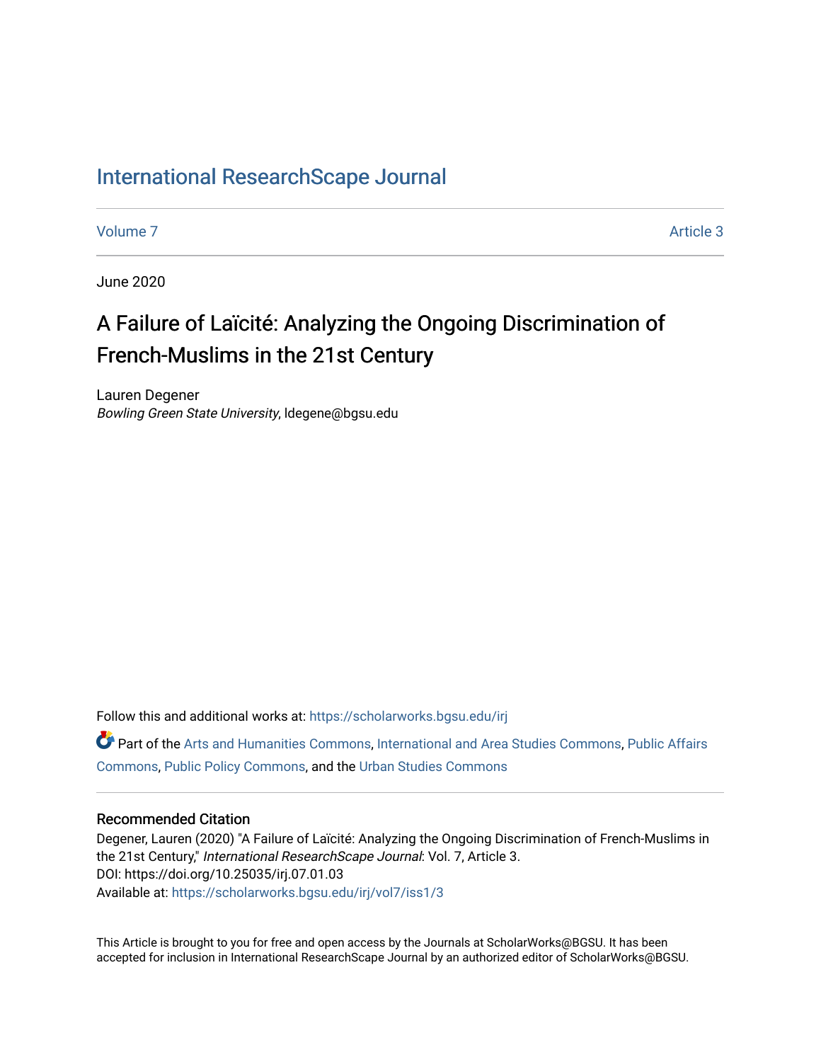# International ResearchScape Journal

Volume 7 | Article 3

June 2020

## A Failure of Laïcité: Analyzing the Ongoing Discrimination of French-Muslims in the 21st Century

Lauren Degener
*Bowling Green State University*, ldegene@bgsu.edu

Follow this and additional works at: https://scholarworks.bgsu.edu/irj

Part of the Arts and Humanities Commons, International and Area Studies Commons, Public Affairs Commons, Public Policy Commons, and the Urban Studies Commons

### Recommended Citation

Degener, Lauren (2020) "A Failure of Laïcité: Analyzing the Ongoing Discrimination of French-Muslims in the 21st Century," *International ResearchScape Journal*: Vol. 7, Article 3.
DOI: https://doi.org/10.25035/irj.07.01.03
Available at: https://scholarworks.bgsu.edu/irj/vol7/iss1/3

This Article is brought to you for free and open access by the Journals at ScholarWorks@BGSU. It has been accepted for inclusion in International ResearchScape Journal by an authorized editor of ScholarWorks@BGSU.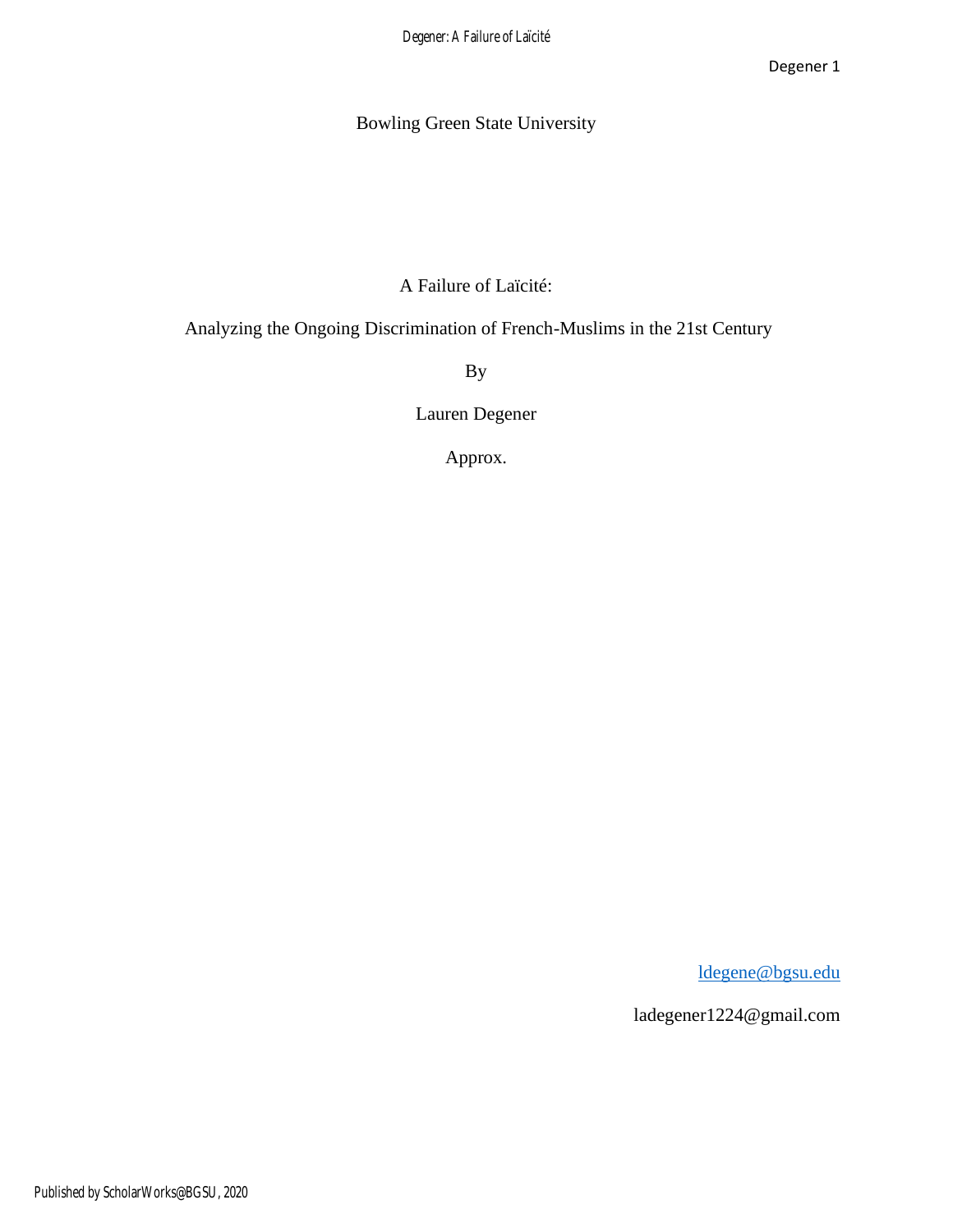Bowling Green State University

A Failure of Laïcité:

Analyzing the Ongoing Discrimination of French-Muslims in the 21st Century

By

Lauren Degener

Approx.

ldegene@bgsu.edu

ladegener1224@gmail.com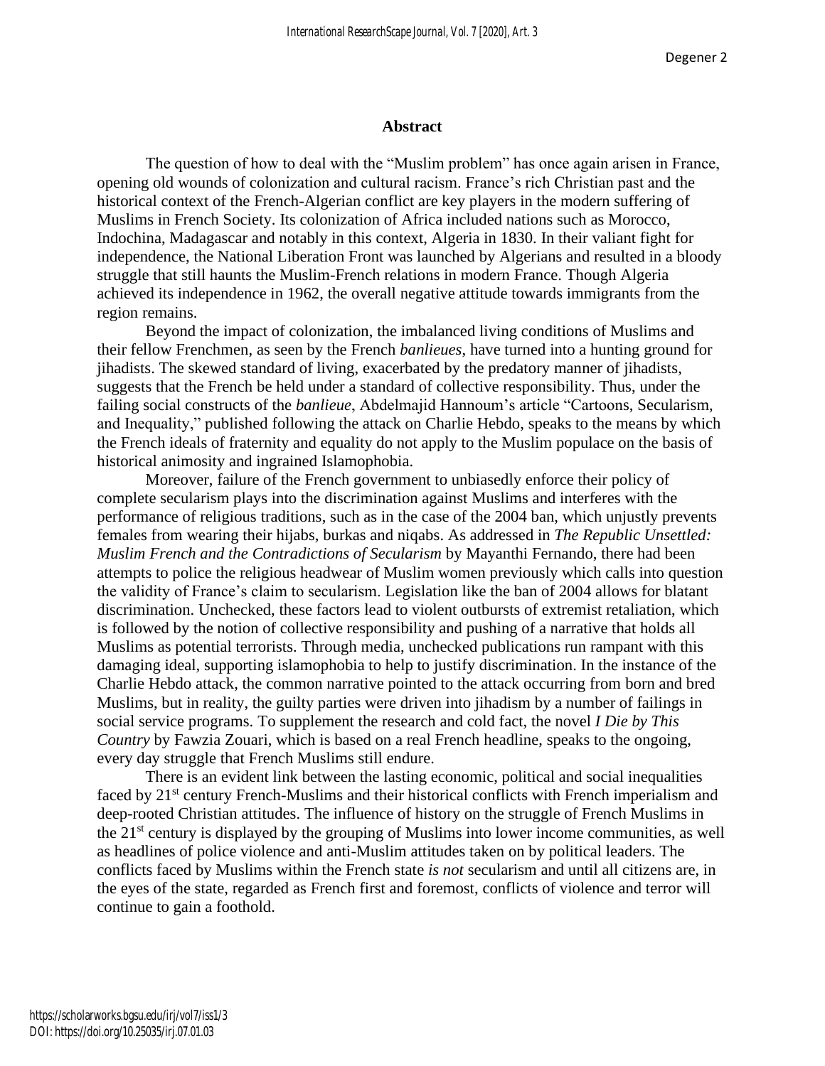## Abstract

The question of how to deal with the "Muslim problem" has once again arisen in France, opening old wounds of colonization and cultural racism. France's rich Christian past and the historical context of the French-Algerian conflict are key players in the modern suffering of Muslims in French Society. Its colonization of Africa included nations such as Morocco, Indochina, Madagascar and notably in this context, Algeria in 1830. In their valiant fight for independence, the National Liberation Front was launched by Algerians and resulted in a bloody struggle that still haunts the Muslim-French relations in modern France. Though Algeria achieved its independence in 1962, the overall negative attitude towards immigrants from the region remains.

Beyond the impact of colonization, the imbalanced living conditions of Muslims and their fellow Frenchmen, as seen by the French *banlieues*, have turned into a hunting ground for jihadists. The skewed standard of living, exacerbated by the predatory manner of jihadists, suggests that the French be held under a standard of collective responsibility. Thus, under the failing social constructs of the *banlieue*, Abdelmajid Hannoum's article "Cartoons, Secularism, and Inequality," published following the attack on Charlie Hebdo, speaks to the means by which the French ideals of fraternity and equality do not apply to the Muslim populace on the basis of historical animosity and ingrained Islamophobia.

Moreover, failure of the French government to unbiasedly enforce their policy of complete secularism plays into the discrimination against Muslims and interferes with the performance of religious traditions, such as in the case of the 2004 ban, which unjustly prevents females from wearing their hijabs, burkas and niqabs. As addressed in *The Republic Unsettled: Muslim French and the Contradictions of Secularism* by Mayanthi Fernando, there had been attempts to police the religious headwear of Muslim women previously which calls into question the validity of France's claim to secularism. Legislation like the ban of 2004 allows for blatant discrimination. Unchecked, these factors lead to violent outbursts of extremist retaliation, which is followed by the notion of collective responsibility and pushing of a narrative that holds all Muslims as potential terrorists. Through media, unchecked publications run rampant with this damaging ideal, supporting islamophobia to help to justify discrimination. In the instance of the Charlie Hebdo attack, the common narrative pointed to the attack occurring from born and bred Muslims, but in reality, the guilty parties were driven into jihadism by a number of failings in social service programs. To supplement the research and cold fact, the novel *I Die by This Country* by Fawzia Zouari, which is based on a real French headline, speaks to the ongoing, every day struggle that French Muslims still endure.

There is an evident link between the lasting economic, political and social inequalities faced by 21st century French-Muslims and their historical conflicts with French imperialism and deep-rooted Christian attitudes. The influence of history on the struggle of French Muslims in the 21st century is displayed by the grouping of Muslims into lower income communities, as well as headlines of police violence and anti-Muslim attitudes taken on by political leaders. The conflicts faced by Muslims within the French state *is not* secularism and until all citizens are, in the eyes of the state, regarded as French first and foremost, conflicts of violence and terror will continue to gain a foothold.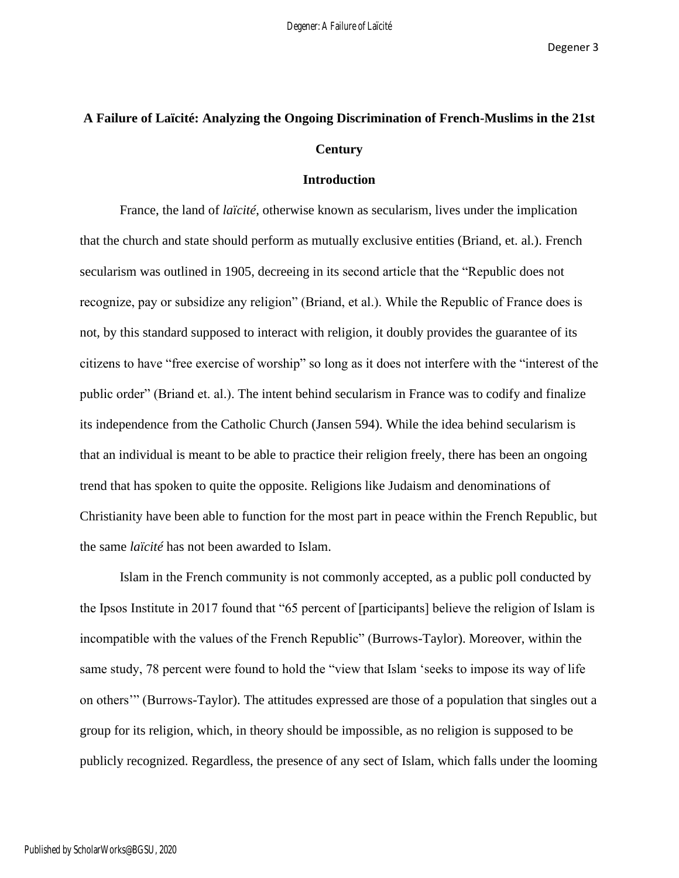# A Failure of Laïcité: Analyzing the Ongoing Discrimination of French-Muslims in the 21st Century

## Introduction

France, the land of *laïcité*, otherwise known as secularism, lives under the implication that the church and state should perform as mutually exclusive entities (Briand, et. al.). French secularism was outlined in 1905, decreeing in its second article that the "Republic does not recognize, pay or subsidize any religion" (Briand, et al.). While the Republic of France does is not, by this standard supposed to interact with religion, it doubly provides the guarantee of its citizens to have "free exercise of worship" so long as it does not interfere with the "interest of the public order" (Briand et. al.). The intent behind secularism in France was to codify and finalize its independence from the Catholic Church (Jansen 594). While the idea behind secularism is that an individual is meant to be able to practice their religion freely, there has been an ongoing trend that has spoken to quite the opposite. Religions like Judaism and denominations of Christianity have been able to function for the most part in peace within the French Republic, but the same *laïcité* has not been awarded to Islam.

Islam in the French community is not commonly accepted, as a public poll conducted by the Ipsos Institute in 2017 found that "65 percent of [participants] believe the religion of Islam is incompatible with the values of the French Republic" (Burrows-Taylor). Moreover, within the same study, 78 percent were found to hold the "view that Islam 'seeks to impose its way of life on others'" (Burrows-Taylor). The attitudes expressed are those of a population that singles out a group for its religion, which, in theory should be impossible, as no religion is supposed to be publicly recognized. Regardless, the presence of any sect of Islam, which falls under the looming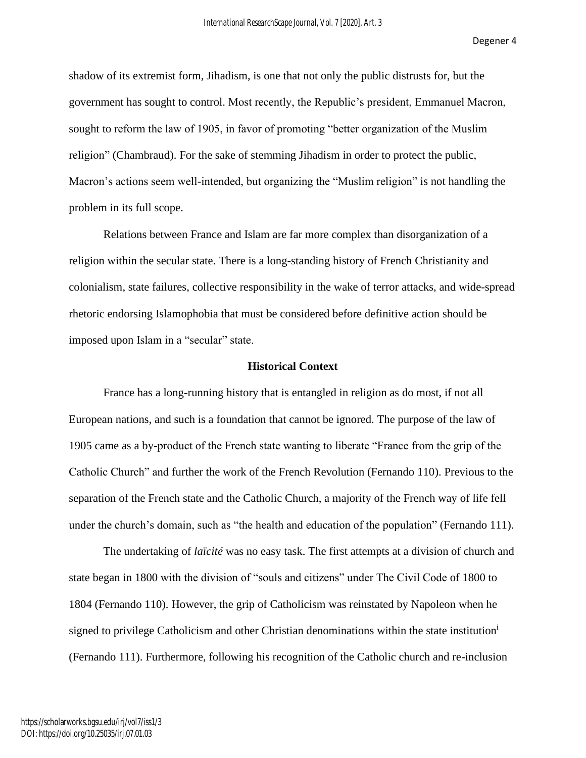shadow of its extremist form, Jihadism, is one that not only the public distrusts for, but the government has sought to control. Most recently, the Republic's president, Emmanuel Macron, sought to reform the law of 1905, in favor of promoting "better organization of the Muslim religion" (Chambraud). For the sake of stemming Jihadism in order to protect the public, Macron's actions seem well-intended, but organizing the "Muslim religion" is not handling the problem in its full scope.

Relations between France and Islam are far more complex than disorganization of a religion within the secular state. There is a long-standing history of French Christianity and colonialism, state failures, collective responsibility in the wake of terror attacks, and wide-spread rhetoric endorsing Islamophobia that must be considered before definitive action should be imposed upon Islam in a "secular" state.

## Historical Context

France has a long-running history that is entangled in religion as do most, if not all European nations, and such is a foundation that cannot be ignored. The purpose of the law of 1905 came as a by-product of the French state wanting to liberate "France from the grip of the Catholic Church" and further the work of the French Revolution (Fernando 110). Previous to the separation of the French state and the Catholic Church, a majority of the French way of life fell under the church's domain, such as "the health and education of the population" (Fernando 111).

The undertaking of *laïcité* was no easy task. The first attempts at a division of church and state began in 1800 with the division of "souls and citizens" under The Civil Code of 1800 to 1804 (Fernando 110). However, the grip of Catholicism was reinstated by Napoleon when he signed to privilege Catholicism and other Christian denominations within the state institution[i] (Fernando 111). Furthermore, following his recognition of the Catholic church and re-inclusion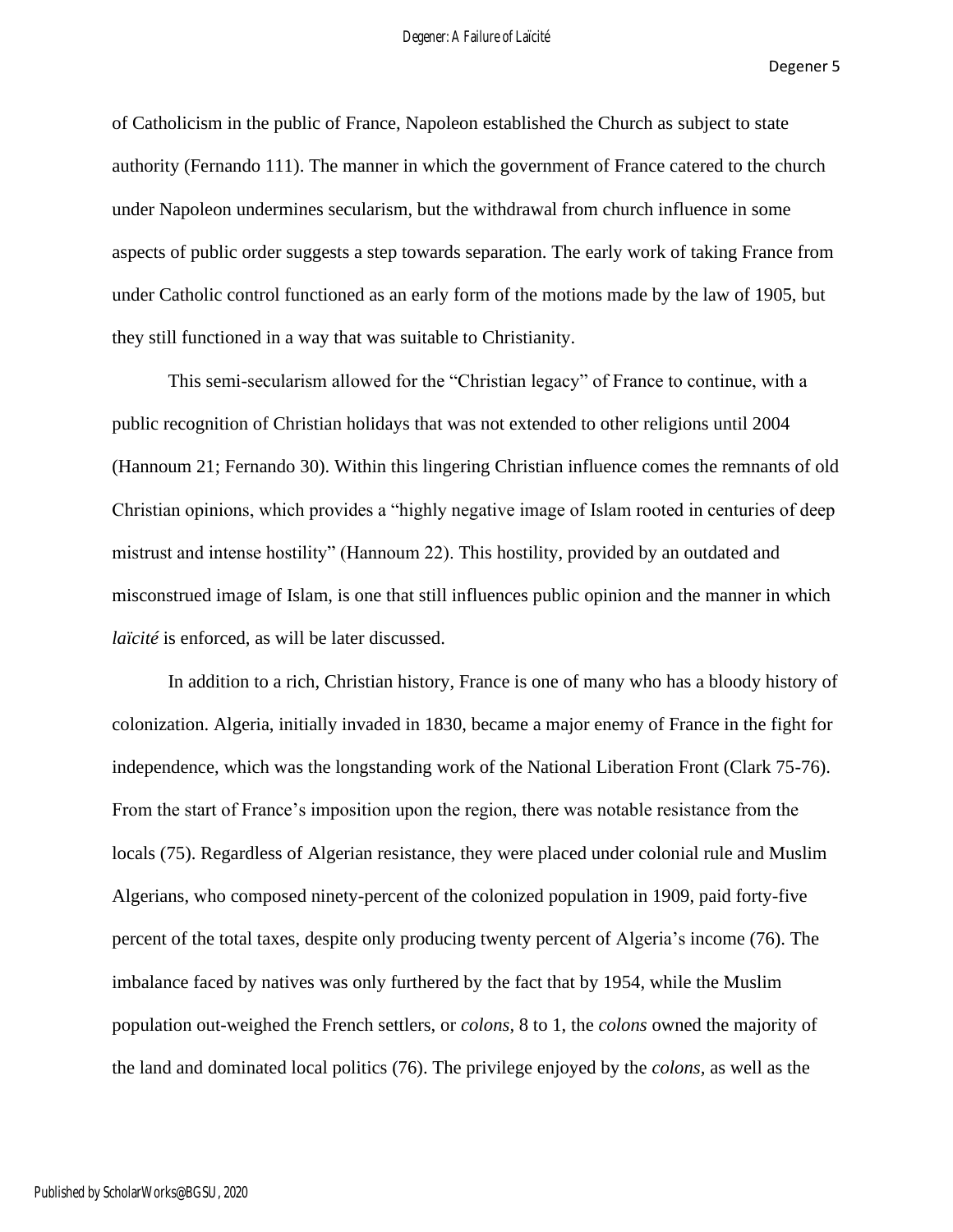of Catholicism in the public of France, Napoleon established the Church as subject to state authority (Fernando 111). The manner in which the government of France catered to the church under Napoleon undermines secularism, but the withdrawal from church influence in some aspects of public order suggests a step towards separation. The early work of taking France from under Catholic control functioned as an early form of the motions made by the law of 1905, but they still functioned in a way that was suitable to Christianity.

This semi-secularism allowed for the "Christian legacy" of France to continue, with a public recognition of Christian holidays that was not extended to other religions until 2004 (Hannoum 21; Fernando 30). Within this lingering Christian influence comes the remnants of old Christian opinions, which provides a "highly negative image of Islam rooted in centuries of deep mistrust and intense hostility" (Hannoum 22). This hostility, provided by an outdated and misconstrued image of Islam, is one that still influences public opinion and the manner in which *laïcité* is enforced, as will be later discussed.

In addition to a rich, Christian history, France is one of many who has a bloody history of colonization. Algeria, initially invaded in 1830, became a major enemy of France in the fight for independence, which was the longstanding work of the National Liberation Front (Clark 75-76). From the start of France's imposition upon the region, there was notable resistance from the locals (75). Regardless of Algerian resistance, they were placed under colonial rule and Muslim Algerians, who composed ninety-percent of the colonized population in 1909, paid forty-five percent of the total taxes, despite only producing twenty percent of Algeria's income (76). The imbalance faced by natives was only furthered by the fact that by 1954, while the Muslim population out-weighed the French settlers, or *colons,* 8 to 1, the *colons* owned the majority of the land and dominated local politics (76). The privilege enjoyed by the *colons,* as well as the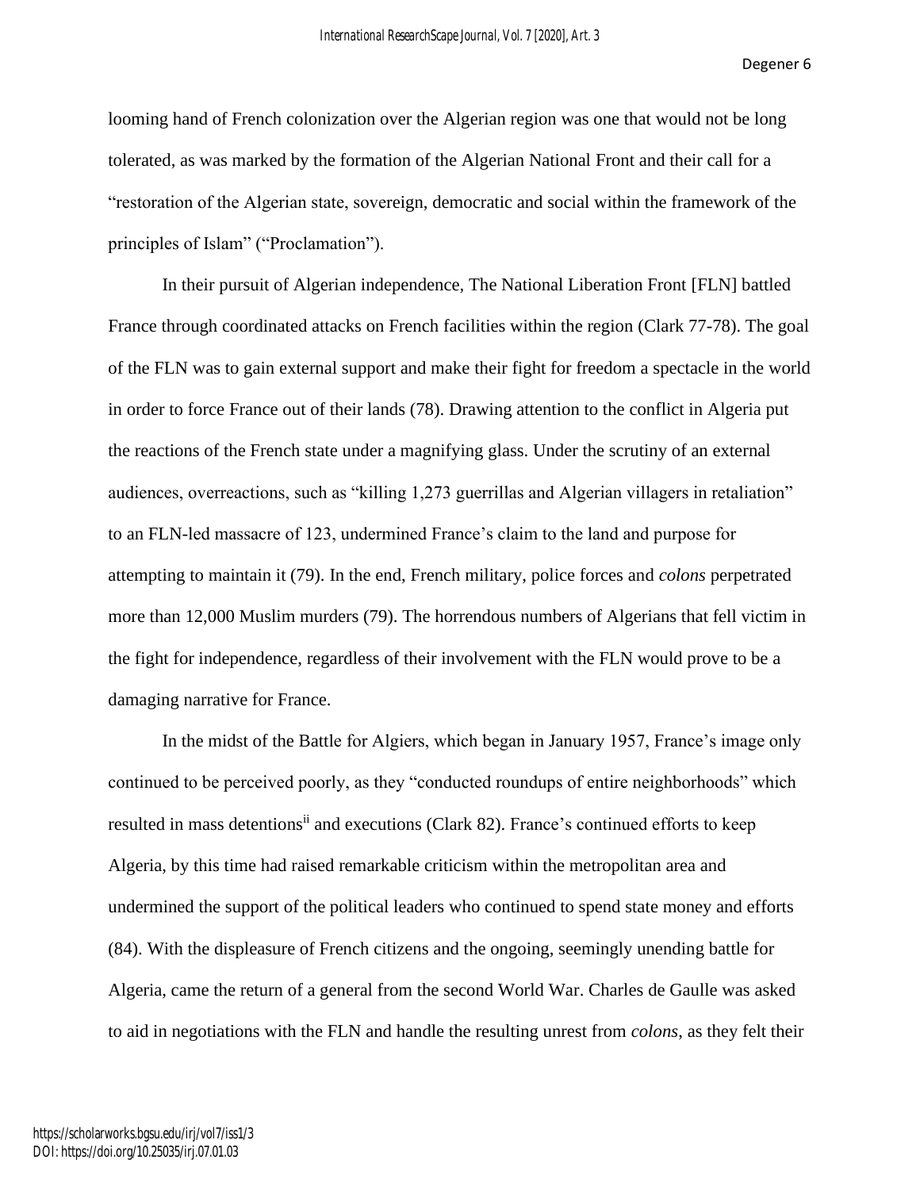looming hand of French colonization over the Algerian region was one that would not be long tolerated, as was marked by the formation of the Algerian National Front and their call for a "restoration of the Algerian state, sovereign, democratic and social within the framework of the principles of Islam" ("Proclamation").

In their pursuit of Algerian independence, The National Liberation Front [FLN] battled France through coordinated attacks on French facilities within the region (Clark 77-78). The goal of the FLN was to gain external support and make their fight for freedom a spectacle in the world in order to force France out of their lands (78). Drawing attention to the conflict in Algeria put the reactions of the French state under a magnifying glass. Under the scrutiny of an external audiences, overreactions, such as "killing 1,273 guerrillas and Algerian villagers in retaliation" to an FLN-led massacre of 123, undermined France's claim to the land and purpose for attempting to maintain it (79). In the end, French military, police forces and *colons* perpetrated more than 12,000 Muslim murders (79). The horrendous numbers of Algerians that fell victim in the fight for independence, regardless of their involvement with the FLN would prove to be a damaging narrative for France.

In the midst of the Battle for Algiers, which began in January 1957, France's image only continued to be perceived poorly, as they "conducted roundups of entire neighborhoods" which resulted in mass detentions[ii] and executions (Clark 82). France's continued efforts to keep Algeria, by this time had raised remarkable criticism within the metropolitan area and undermined the support of the political leaders who continued to spend state money and efforts (84). With the displeasure of French citizens and the ongoing, seemingly unending battle for Algeria, came the return of a general from the second World War. Charles de Gaulle was asked to aid in negotiations with the FLN and handle the resulting unrest from *colons*, as they felt their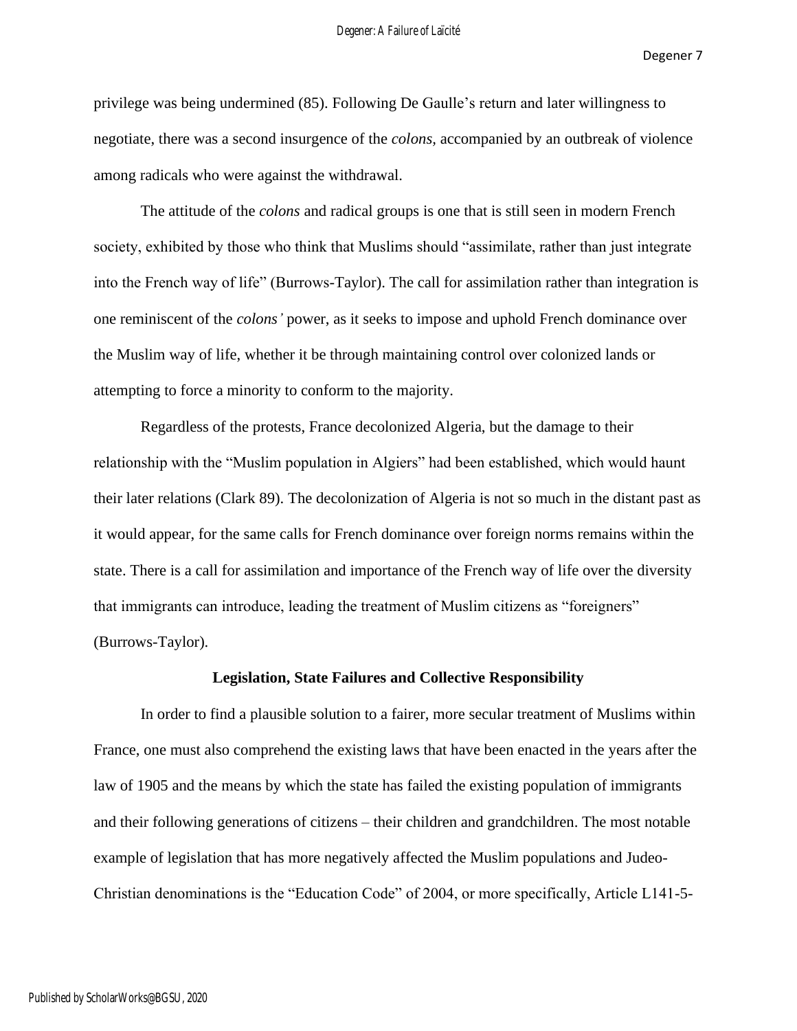privilege was being undermined (85). Following De Gaulle's return and later willingness to negotiate, there was a second insurgence of the *colons,* accompanied by an outbreak of violence among radicals who were against the withdrawal.

The attitude of the *colons* and radical groups is one that is still seen in modern French society, exhibited by those who think that Muslims should "assimilate, rather than just integrate into the French way of life" (Burrows-Taylor). The call for assimilation rather than integration is one reminiscent of the *colons'* power, as it seeks to impose and uphold French dominance over the Muslim way of life, whether it be through maintaining control over colonized lands or attempting to force a minority to conform to the majority.

Regardless of the protests, France decolonized Algeria, but the damage to their relationship with the "Muslim population in Algiers" had been established, which would haunt their later relations (Clark 89). The decolonization of Algeria is not so much in the distant past as it would appear, for the same calls for French dominance over foreign norms remains within the state. There is a call for assimilation and importance of the French way of life over the diversity that immigrants can introduce, leading the treatment of Muslim citizens as "foreigners" (Burrows-Taylor).

### Legislation, State Failures and Collective Responsibility

In order to find a plausible solution to a fairer, more secular treatment of Muslims within France, one must also comprehend the existing laws that have been enacted in the years after the law of 1905 and the means by which the state has failed the existing population of immigrants and their following generations of citizens – their children and grandchildren. The most notable example of legislation that has more negatively affected the Muslim populations and Judeo-Christian denominations is the "Education Code" of 2004, or more specifically, Article L141-5-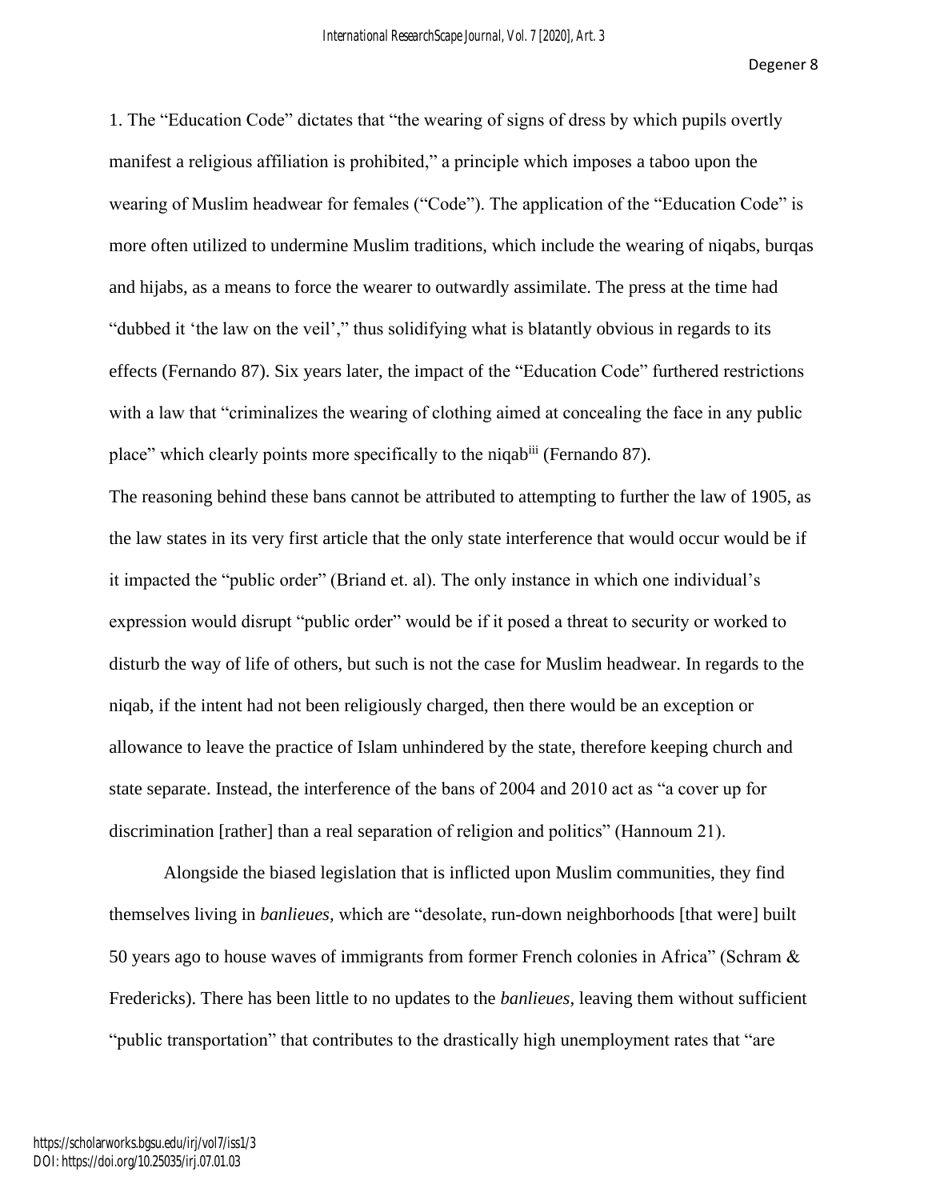1. The "Education Code" dictates that "the wearing of signs of dress by which pupils overtly manifest a religious affiliation is prohibited," a principle which imposes a taboo upon the wearing of Muslim headwear for females ("Code"). The application of the "Education Code" is more often utilized to undermine Muslim traditions, which include the wearing of niqabs, burqas and hijabs, as a means to force the wearer to outwardly assimilate. The press at the time had "dubbed it 'the law on the veil'," thus solidifying what is blatantly obvious in regards to its effects (Fernando 87). Six years later, the impact of the "Education Code" furthered restrictions with a law that "criminalizes the wearing of clothing aimed at concealing the face in any public place" which clearly points more specifically to the niqab[iii] (Fernando 87).

The reasoning behind these bans cannot be attributed to attempting to further the law of 1905, as the law states in its very first article that the only state interference that would occur would be if it impacted the "public order" (Briand et. al). The only instance in which one individual's expression would disrupt "public order" would be if it posed a threat to security or worked to disturb the way of life of others, but such is not the case for Muslim headwear. In regards to the niqab, if the intent had not been religiously charged, then there would be an exception or allowance to leave the practice of Islam unhindered by the state, therefore keeping church and state separate. Instead, the interference of the bans of 2004 and 2010 act as "a cover up for discrimination [rather] than a real separation of religion and politics" (Hannoum 21).

Alongside the biased legislation that is inflicted upon Muslim communities, they find themselves living in *banlieues*, which are "desolate, run-down neighborhoods [that were] built 50 years ago to house waves of immigrants from former French colonies in Africa" (Schram & Fredericks). There has been little to no updates to the *banlieues*, leaving them without sufficient "public transportation" that contributes to the drastically high unemployment rates that "are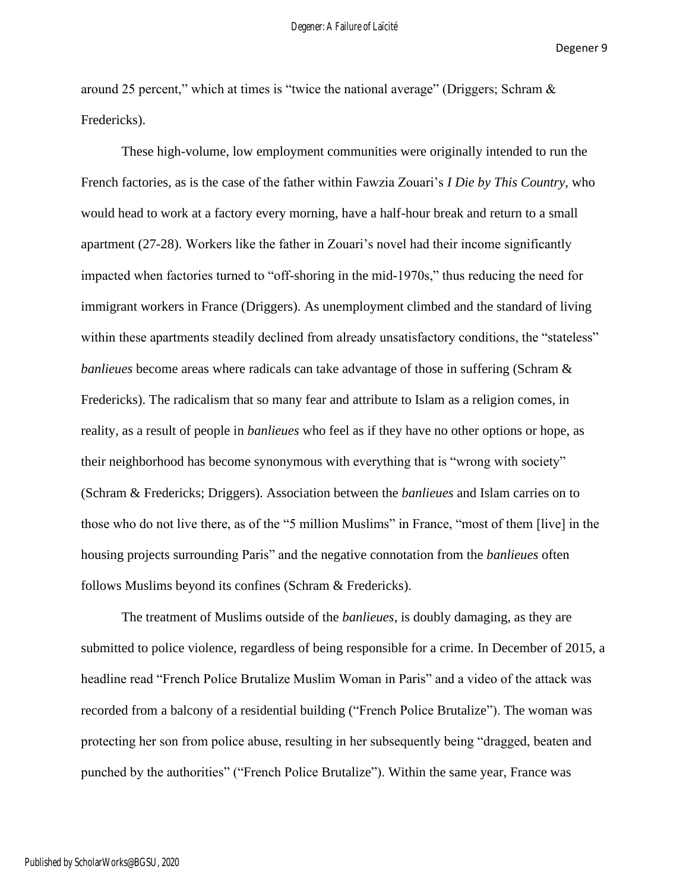around 25 percent," which at times is "twice the national average" (Driggers; Schram & Fredericks).

These high-volume, low employment communities were originally intended to run the French factories, as is the case of the father within Fawzia Zouari's *I Die by This Country,* who would head to work at a factory every morning, have a half-hour break and return to a small apartment (27-28). Workers like the father in Zouari's novel had their income significantly impacted when factories turned to "off-shoring in the mid-1970s," thus reducing the need for immigrant workers in France (Driggers). As unemployment climbed and the standard of living within these apartments steadily declined from already unsatisfactory conditions, the "stateless" *banlieues* become areas where radicals can take advantage of those in suffering (Schram & Fredericks). The radicalism that so many fear and attribute to Islam as a religion comes, in reality, as a result of people in *banlieues* who feel as if they have no other options or hope, as their neighborhood has become synonymous with everything that is "wrong with society" (Schram & Fredericks; Driggers). Association between the *banlieues* and Islam carries on to those who do not live there, as of the "5 million Muslims" in France, "most of them [live] in the housing projects surrounding Paris" and the negative connotation from the *banlieues* often follows Muslims beyond its confines (Schram & Fredericks).

The treatment of Muslims outside of the *banlieues*, is doubly damaging, as they are submitted to police violence, regardless of being responsible for a crime. In December of 2015, a headline read "French Police Brutalize Muslim Woman in Paris" and a video of the attack was recorded from a balcony of a residential building ("French Police Brutalize"). The woman was protecting her son from police abuse, resulting in her subsequently being "dragged, beaten and punched by the authorities" ("French Police Brutalize"). Within the same year, France was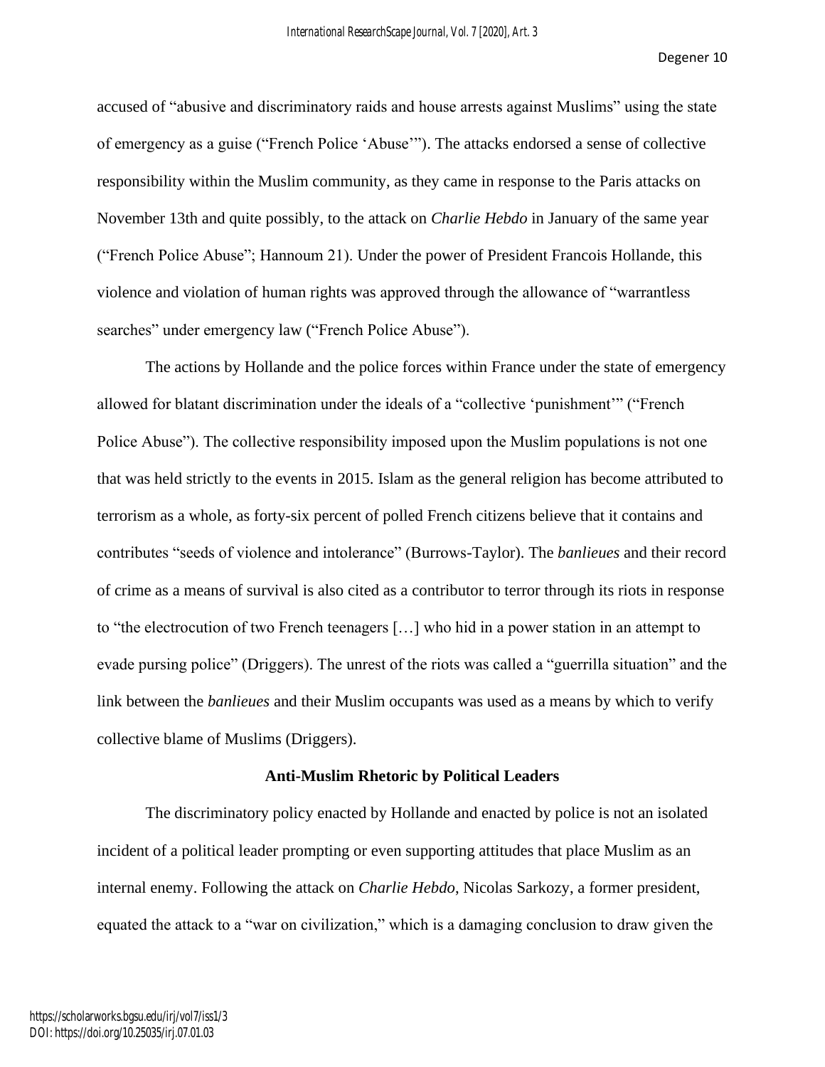accused of "abusive and discriminatory raids and house arrests against Muslims" using the state of emergency as a guise ("French Police 'Abuse'"). The attacks endorsed a sense of collective responsibility within the Muslim community, as they came in response to the Paris attacks on November 13th and quite possibly, to the attack on *Charlie Hebdo* in January of the same year ("French Police Abuse"; Hannoum 21). Under the power of President Francois Hollande, this violence and violation of human rights was approved through the allowance of "warrantless searches" under emergency law ("French Police Abuse").

The actions by Hollande and the police forces within France under the state of emergency allowed for blatant discrimination under the ideals of a "collective 'punishment'" ("French Police Abuse"). The collective responsibility imposed upon the Muslim populations is not one that was held strictly to the events in 2015. Islam as the general religion has become attributed to terrorism as a whole, as forty-six percent of polled French citizens believe that it contains and contributes "seeds of violence and intolerance" (Burrows-Taylor). The *banlieues* and their record of crime as a means of survival is also cited as a contributor to terror through its riots in response to "the electrocution of two French teenagers […] who hid in a power station in an attempt to evade pursing police" (Driggers). The unrest of the riots was called a "guerrilla situation" and the link between the *banlieues* and their Muslim occupants was used as a means by which to verify collective blame of Muslims (Driggers).

## Anti-Muslim Rhetoric by Political Leaders

The discriminatory policy enacted by Hollande and enacted by police is not an isolated incident of a political leader prompting or even supporting attitudes that place Muslim as an internal enemy. Following the attack on *Charlie Hebdo*, Nicolas Sarkozy, a former president, equated the attack to a "war on civilization," which is a damaging conclusion to draw given the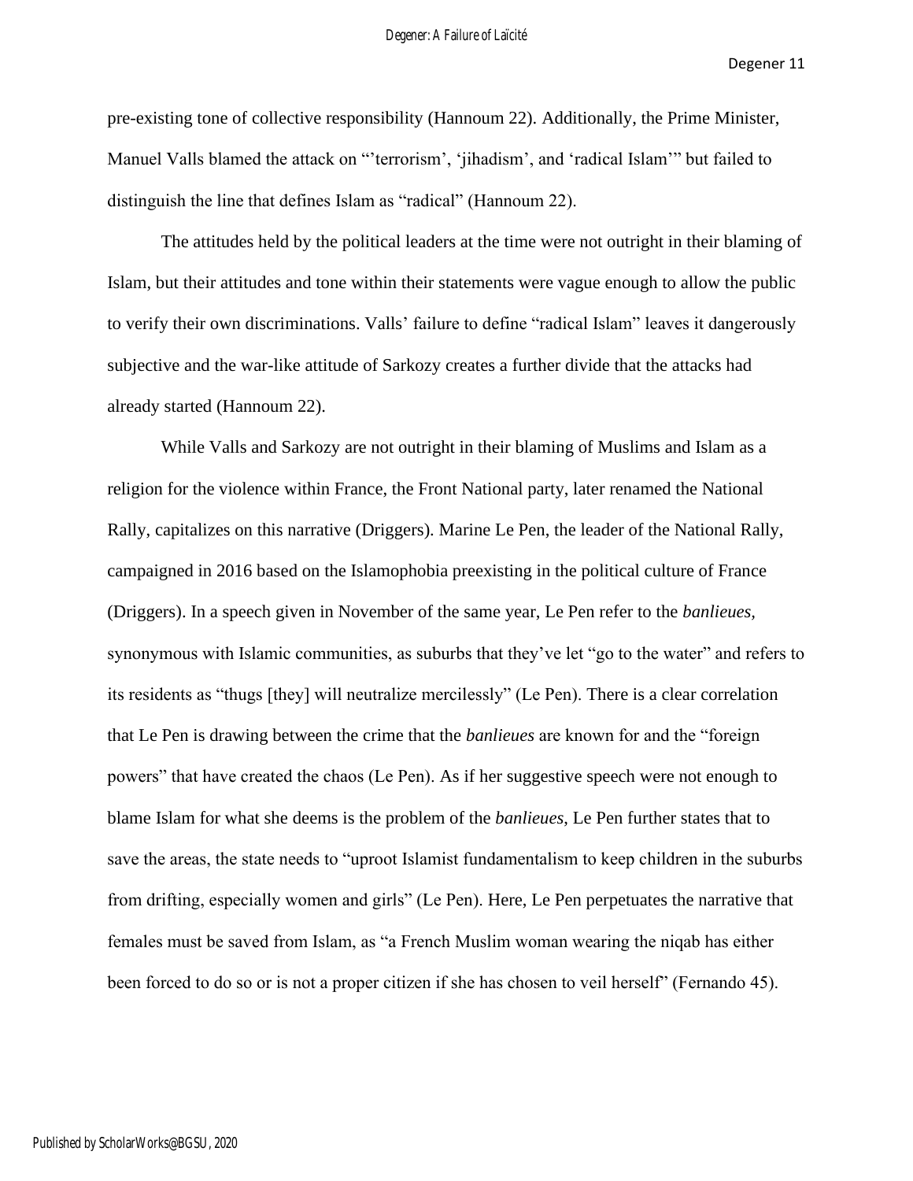pre-existing tone of collective responsibility (Hannoum 22). Additionally, the Prime Minister, Manuel Valls blamed the attack on "'terrorism', 'jihadism', and 'radical Islam'" but failed to distinguish the line that defines Islam as "radical" (Hannoum 22).

The attitudes held by the political leaders at the time were not outright in their blaming of Islam, but their attitudes and tone within their statements were vague enough to allow the public to verify their own discriminations. Valls' failure to define "radical Islam" leaves it dangerously subjective and the war-like attitude of Sarkozy creates a further divide that the attacks had already started (Hannoum 22).

While Valls and Sarkozy are not outright in their blaming of Muslims and Islam as a religion for the violence within France, the Front National party, later renamed the National Rally, capitalizes on this narrative (Driggers). Marine Le Pen, the leader of the National Rally, campaigned in 2016 based on the Islamophobia preexisting in the political culture of France (Driggers). In a speech given in November of the same year, Le Pen refer to the *banlieues*, synonymous with Islamic communities, as suburbs that they've let "go to the water" and refers to its residents as "thugs [they] will neutralize mercilessly" (Le Pen). There is a clear correlation that Le Pen is drawing between the crime that the *banlieues* are known for and the "foreign powers" that have created the chaos (Le Pen). As if her suggestive speech were not enough to blame Islam for what she deems is the problem of the *banlieues*, Le Pen further states that to save the areas, the state needs to "uproot Islamist fundamentalism to keep children in the suburbs from drifting, especially women and girls" (Le Pen). Here, Le Pen perpetuates the narrative that females must be saved from Islam, as "a French Muslim woman wearing the niqab has either been forced to do so or is not a proper citizen if she has chosen to veil herself" (Fernando 45).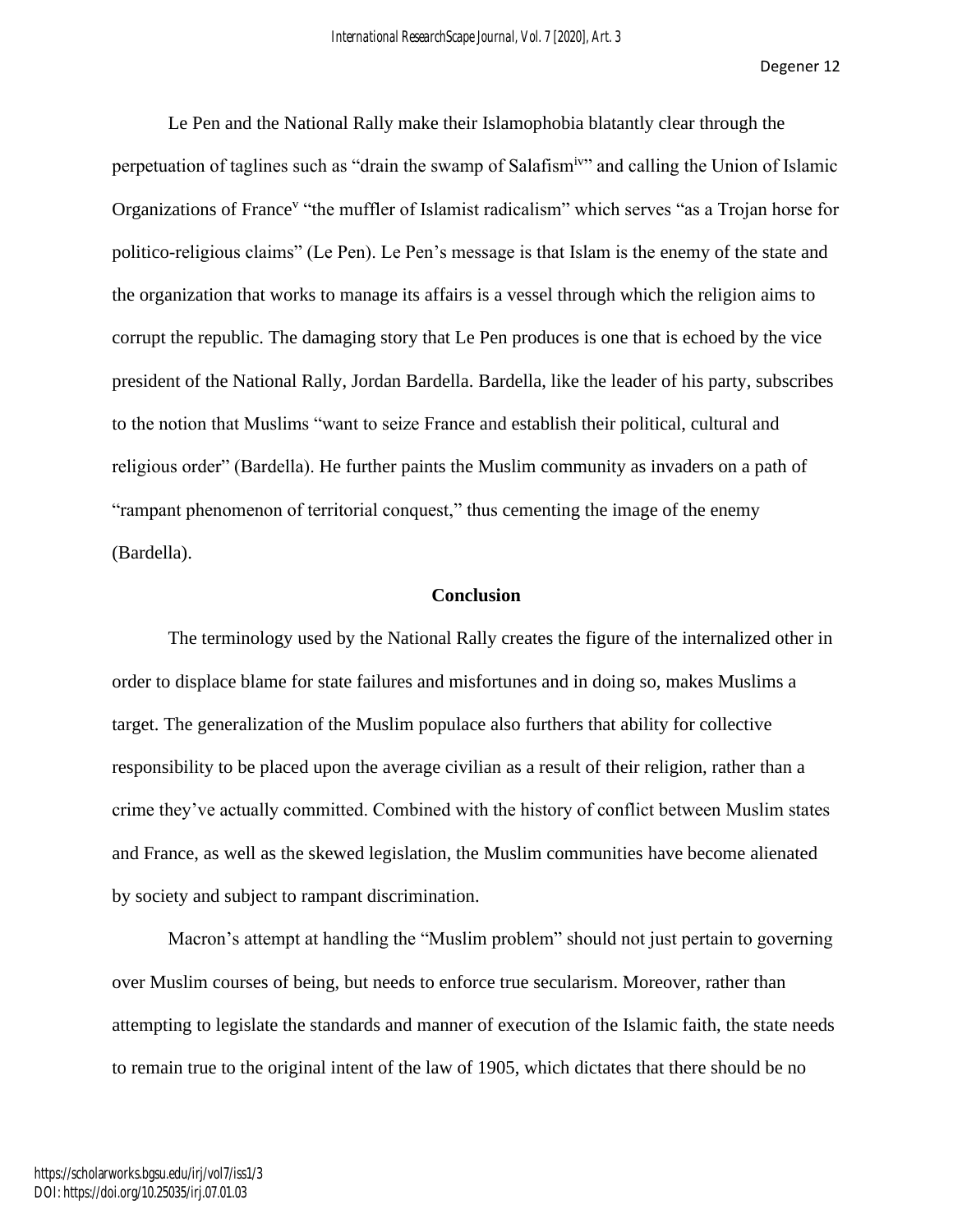Le Pen and the National Rally make their Islamophobia blatantly clear through the perpetuation of taglines such as "drain the swamp of Salafism[iv]" and calling the Union of Islamic Organizations of France[v] "the muffler of Islamist radicalism" which serves "as a Trojan horse for politico-religious claims" (Le Pen). Le Pen's message is that Islam is the enemy of the state and the organization that works to manage its affairs is a vessel through which the religion aims to corrupt the republic. The damaging story that Le Pen produces is one that is echoed by the vice president of the National Rally, Jordan Bardella. Bardella, like the leader of his party, subscribes to the notion that Muslims "want to seize France and establish their political, cultural and religious order" (Bardella). He further paints the Muslim community as invaders on a path of "rampant phenomenon of territorial conquest," thus cementing the image of the enemy (Bardella).

## Conclusion

The terminology used by the National Rally creates the figure of the internalized other in order to displace blame for state failures and misfortunes and in doing so, makes Muslims a target. The generalization of the Muslim populace also furthers that ability for collective responsibility to be placed upon the average civilian as a result of their religion, rather than a crime they've actually committed. Combined with the history of conflict between Muslim states and France, as well as the skewed legislation, the Muslim communities have become alienated by society and subject to rampant discrimination.

Macron's attempt at handling the "Muslim problem" should not just pertain to governing over Muslim courses of being, but needs to enforce true secularism. Moreover, rather than attempting to legislate the standards and manner of execution of the Islamic faith, the state needs to remain true to the original intent of the law of 1905, which dictates that there should be no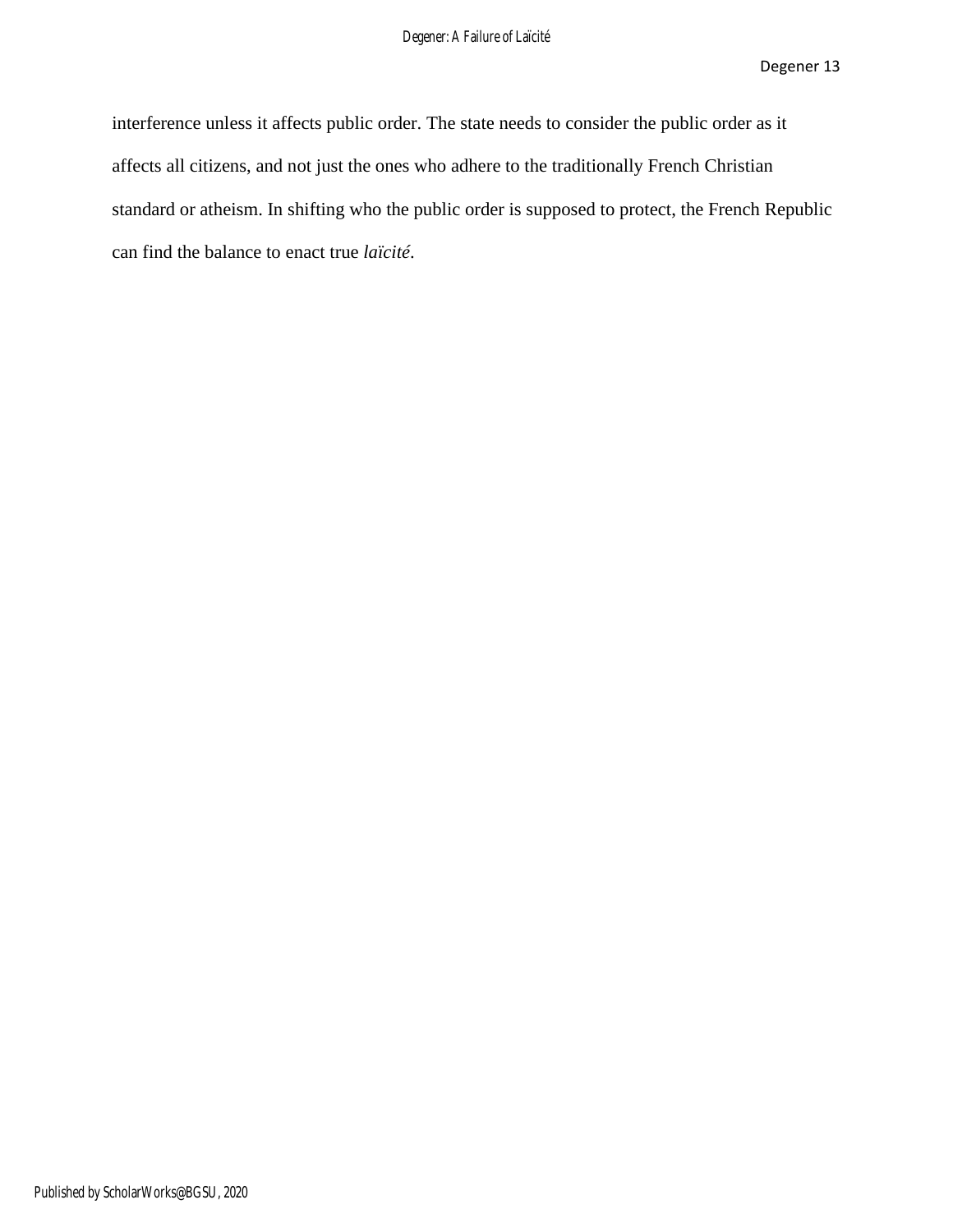interference unless it affects public order. The state needs to consider the public order as it affects all citizens, and not just the ones who adhere to the traditionally French Christian standard or atheism. In shifting who the public order is supposed to protect, the French Republic can find the balance to enact true *laïcité*.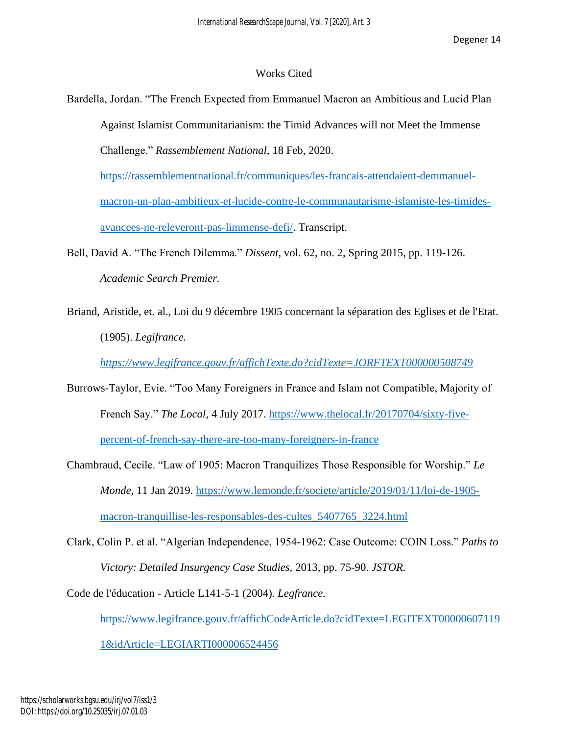# Works Cited

Bardella, Jordan. "The French Expected from Emmanuel Macron an Ambitious and Lucid Plan Against Islamist Communitarianism: the Timid Advances will not Meet the Immense Challenge." *Rassemblement National,* 18 Feb, 2020. https://rassemblementnational.fr/communiques/les-francais-attendaient-demmanuel-macron-un-plan-ambitieux-et-lucide-contre-le-communautarisme-islamiste-les-timides-avancees-ne-releveront-pas-limmense-defi/. Transcript.

Bell, David A. "The French Dilemma." *Dissent*, vol. 62, no. 2, Spring 2015, pp. 119-126. *Academic Search Premier.*

Briand, Aristide, et. al., Loi du 9 décembre 1905 concernant la séparation des Eglises et de l'Etat. (1905). *Legifrance.* *https://www.legifrance.gouv.fr/affichTexte.do?cidTexte=JORFTEXT000000508749*

Burrows-Taylor, Evie. "Too Many Foreigners in France and Islam not Compatible, Majority of French Say." *The Local*, 4 July 2017. https://www.thelocal.fr/20170704/sixty-five-percent-of-french-say-there-are-too-many-foreigners-in-france

Chambraud, Cecile. "Law of 1905: Macron Tranquilizes Those Responsible for Worship." *Le Monde*, 11 Jan 2019. https://www.lemonde.fr/societe/article/2019/01/11/loi-de-1905-macron-tranquillise-les-responsables-des-cultes_5407765_3224.html

Clark, Colin P. et al. "Algerian Independence, 1954-1962: Case Outcome: COIN Loss." *Paths to Victory: Detailed Insurgency Case Studies*, 2013, pp. 75-90. *JSTOR.*

Code de l'éducation - Article L141-5-1 (2004). *Legfrance.* https://www.legifrance.gouv.fr/affichCodeArticle.do?cidTexte=LEGITEXT000006071191&idArticle=LEGIARTI000006524456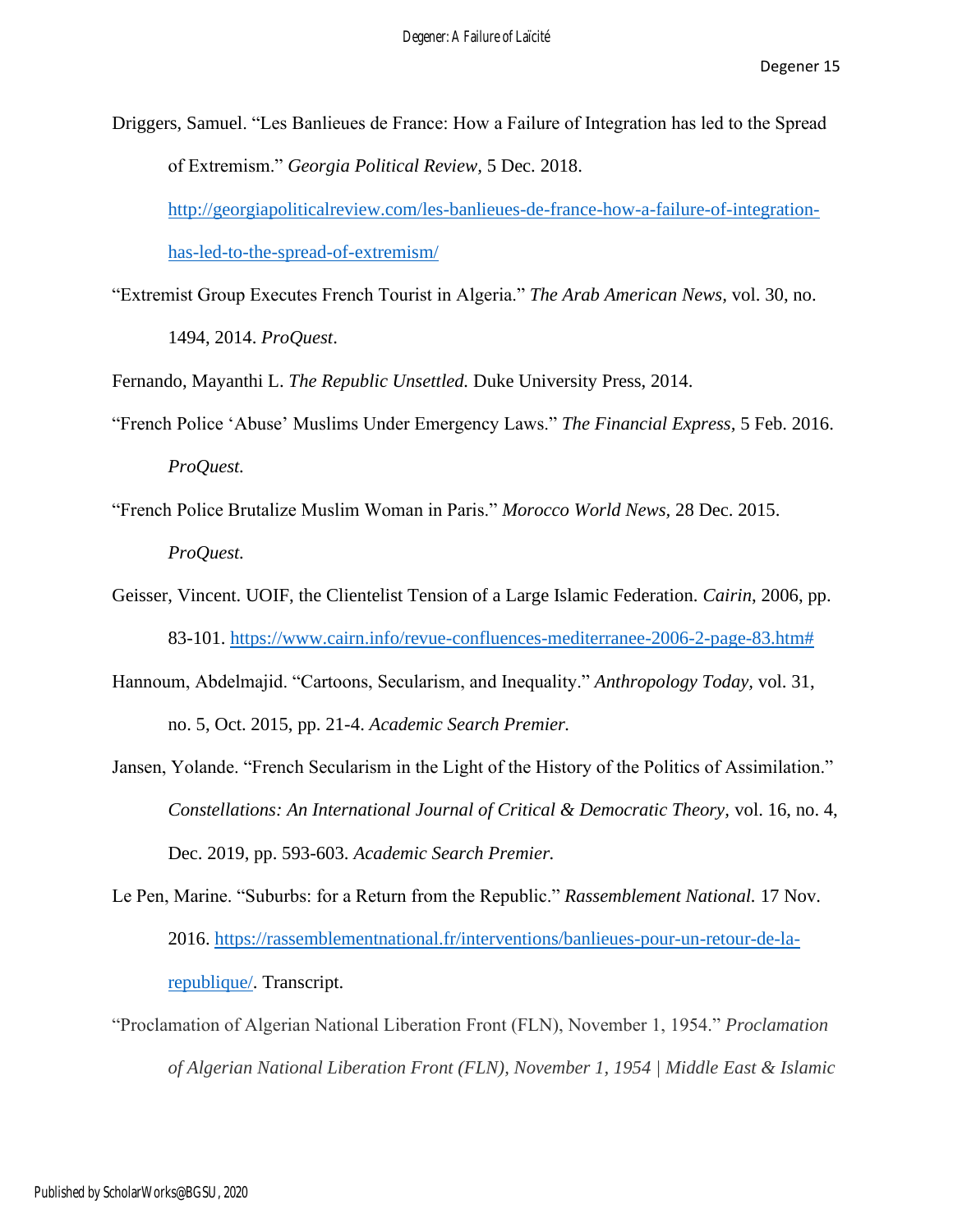Driggers, Samuel. "Les Banlieues de France: How a Failure of Integration has led to the Spread of Extremism." *Georgia Political Review,* 5 Dec. 2018. http://georgiapoliticalreview.com/les-banlieues-de-france-how-a-failure-of-integration-has-led-to-the-spread-of-extremism/

"Extremist Group Executes French Tourist in Algeria." *The Arab American News*, vol. 30, no. 1494, 2014. *ProQuest*.

Fernando, Mayanthi L. *The Republic Unsettled.* Duke University Press, 2014.

"French Police 'Abuse' Muslims Under Emergency Laws." *The Financial Express,* 5 Feb. 2016. *ProQuest.*

"French Police Brutalize Muslim Woman in Paris." *Morocco World News*, 28 Dec. 2015. *ProQuest.*

Geisser, Vincent. UOIF, the Clientelist Tension of a Large Islamic Federation. *Cairin*, 2006, pp. 83-101. https://www.cairn.info/revue-confluences-mediterranee-2006-2-page-83.htm#

Hannoum, Abdelmajid. "Cartoons, Secularism, and Inequality." *Anthropology Today*, vol. 31, no. 5, Oct. 2015, pp. 21-4. *Academic Search Premier.*

Jansen, Yolande. "French Secularism in the Light of the History of the Politics of Assimilation." *Constellations: An International Journal of Critical & Democratic Theory,* vol. 16, no. 4, Dec. 2019, pp. 593-603. *Academic Search Premier.*

Le Pen, Marine. "Suburbs: for a Return from the Republic." *Rassemblement National.* 17 Nov. 2016. https://rassemblementnational.fr/interventions/banlieues-pour-un-retour-de-la-republique/. Transcript.

"Proclamation of Algerian National Liberation Front (FLN), November 1, 1954." *Proclamation of Algerian National Liberation Front (FLN), November 1, 1954 | Middle East & Islamic*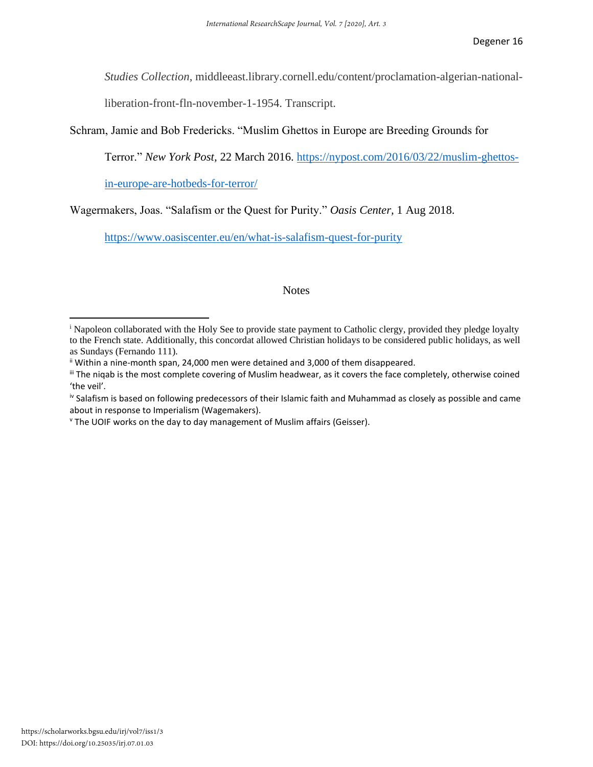*Studies Collection*, middleeast.library.cornell.edu/content/proclamation-algerian-national-liberation-front-fln-november-1-1954. Transcript.

Schram, Jamie and Bob Fredericks. "Muslim Ghettos in Europe are Breeding Grounds for Terror." *New York Post*, 22 March 2016. https://nypost.com/2016/03/22/muslim-ghettos-in-europe-are-hotbeds-for-terror/

Wagermakers, Joas. "Salafism or the Quest for Purity." *Oasis Center*, 1 Aug 2018. https://www.oasiscenter.eu/en/what-is-salafism-quest-for-purity

Notes

[i] Napoleon collaborated with the Holy See to provide state payment to Catholic clergy, provided they pledge loyalty to the French state. Additionally, this concordat allowed Christian holidays to be considered public holidays, as well as Sundays (Fernando 111).

[ii] Within a nine-month span, 24,000 men were detained and 3,000 of them disappeared.

[iii] The niqab is the most complete covering of Muslim headwear, as it covers the face completely, otherwise coined 'the veil'.

[iv] Salafism is based on following predecessors of their Islamic faith and Muhammad as closely as possible and came about in response to Imperialism (Wagemakers).

[v] The UOIF works on the day to day management of Muslim affairs (Geisser).